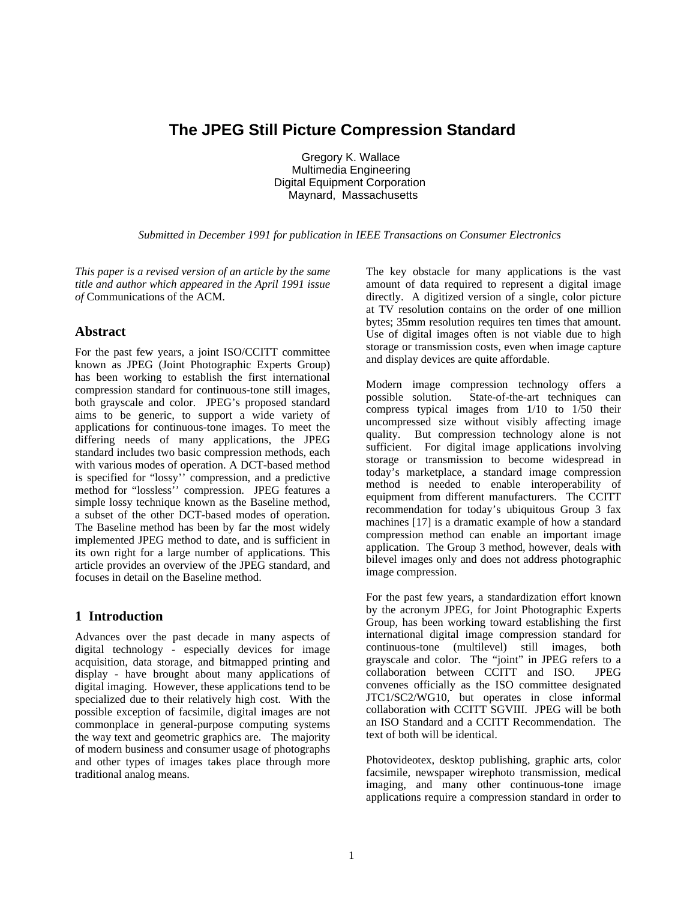# The JPEG Still Picture Compression Standard

Gregory K. Wallace
Multimedia Engineering
Digital Equipment Corporation
Maynard, Massachusetts

*Submitted in December 1991 for publication in IEEE Transactions on Consumer Electronics*

*This paper is a revised version of an article by the same title and author which appeared in the April 1991 issue of* Communications of the ACM.

## Abstract

For the past few years, a joint ISO/CCITT committee known as JPEG (Joint Photographic Experts Group) has been working to establish the first international compression standard for continuous-tone still images, both grayscale and color. JPEG's proposed standard aims to be generic, to support a wide variety of applications for continuous-tone images. To meet the differing needs of many applications, the JPEG standard includes two basic compression methods, each with various modes of operation. A DCT-based method is specified for "lossy'' compression, and a predictive method for "lossless'' compression. JPEG features a simple lossy technique known as the Baseline method, a subset of the other DCT-based modes of operation. The Baseline method has been by far the most widely implemented JPEG method to date, and is sufficient in its own right for a large number of applications. This article provides an overview of the JPEG standard, and focuses in detail on the Baseline method.

## 1 Introduction

Advances over the past decade in many aspects of digital technology - especially devices for image acquisition, data storage, and bitmapped printing and display - have brought about many applications of digital imaging. However, these applications tend to be specialized due to their relatively high cost. With the possible exception of facsimile, digital images are not commonplace in general-purpose computing systems the way text and geometric graphics are. The majority of modern business and consumer usage of photographs and other types of images takes place through more traditional analog means.

The key obstacle for many applications is the vast amount of data required to represent a digital image directly. A digitized version of a single, color picture at TV resolution contains on the order of one million bytes; 35mm resolution requires ten times that amount. Use of digital images often is not viable due to high storage or transmission costs, even when image capture and display devices are quite affordable.

Modern image compression technology offers a possible solution. State-of-the-art techniques can compress typical images from 1/10 to 1/50 their uncompressed size without visibly affecting image quality. But compression technology alone is not sufficient. For digital image applications involving storage or transmission to become widespread in today's marketplace, a standard image compression method is needed to enable interoperability of equipment from different manufacturers. The CCITT recommendation for today's ubiquitous Group 3 fax machines [17] is a dramatic example of how a standard compression method can enable an important image application. The Group 3 method, however, deals with bilevel images only and does not address photographic image compression.

For the past few years, a standardization effort known by the acronym JPEG, for Joint Photographic Experts Group, has been working toward establishing the first international digital image compression standard for continuous-tone (multilevel) still images, both grayscale and color. The "joint" in JPEG refers to a collaboration between CCITT and ISO. JPEG convenes officially as the ISO committee designated JTC1/SC2/WG10, but operates in close informal collaboration with CCITT SGVIII. JPEG will be both an ISO Standard and a CCITT Recommendation. The text of both will be identical.

Photovideotex, desktop publishing, graphic arts, color facsimile, newspaper wirephoto transmission, medical imaging, and many other continuous-tone image applications require a compression standard in order to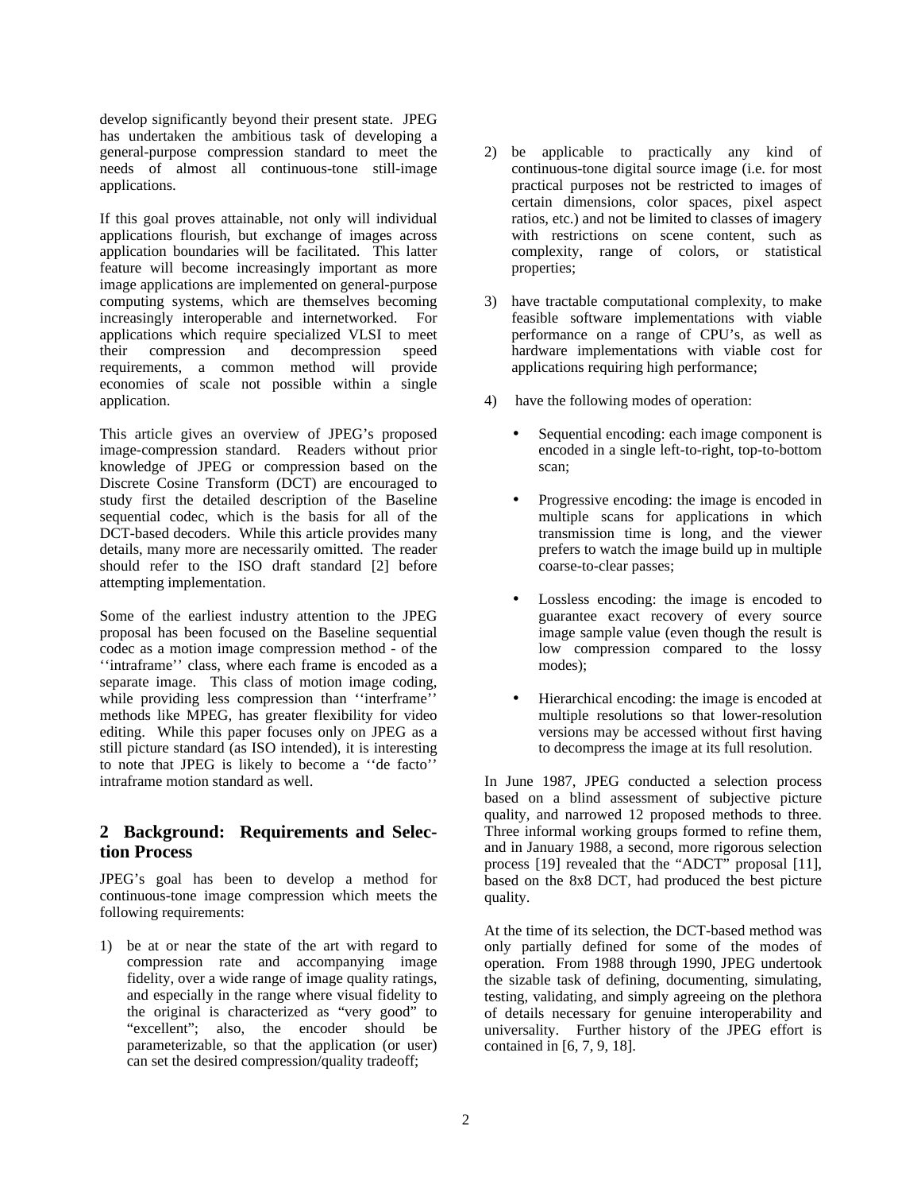develop significantly beyond their present state. JPEG has undertaken the ambitious task of developing a general-purpose compression standard to meet the needs of almost all continuous-tone still-image applications.

If this goal proves attainable, not only will individual applications flourish, but exchange of images across application boundaries will be facilitated. This latter feature will become increasingly important as more image applications are implemented on general-purpose computing systems, which are themselves becoming increasingly interoperable and internetworked. For applications which require specialized VLSI to meet their compression and decompression speed requirements, a common method will provide economies of scale not possible within a single application.

This article gives an overview of JPEG's proposed image-compression standard. Readers without prior knowledge of JPEG or compression based on the Discrete Cosine Transform (DCT) are encouraged to study first the detailed description of the Baseline sequential codec, which is the basis for all of the DCT-based decoders. While this article provides many details, many more are necessarily omitted. The reader should refer to the ISO draft standard [2] before attempting implementation.

Some of the earliest industry attention to the JPEG proposal has been focused on the Baseline sequential codec as a motion image compression method - of the ''intraframe'' class, where each frame is encoded as a separate image. This class of motion image coding, while providing less compression than ''interframe'' methods like MPEG, has greater flexibility for video editing. While this paper focuses only on JPEG as a still picture standard (as ISO intended), it is interesting to note that JPEG is likely to become a ''de facto'' intraframe motion standard as well.

## 2 Background: Requirements and Selection Process

JPEG's goal has been to develop a method for continuous-tone image compression which meets the following requirements:

1) be at or near the state of the art with regard to compression rate and accompanying image fidelity, over a wide range of image quality ratings, and especially in the range where visual fidelity to the original is characterized as "very good" to "excellent"; also, the encoder should be parameterizable, so that the application (or user) can set the desired compression/quality tradeoff;

2) be applicable to practically any kind of continuous-tone digital source image (i.e. for most practical purposes not be restricted to images of certain dimensions, color spaces, pixel aspect ratios, etc.) and not be limited to classes of imagery with restrictions on scene content, such as complexity, range of colors, or statistical properties;

3) have tractable computational complexity, to make feasible software implementations with viable performance on a range of CPU's, as well as hardware implementations with viable cost for applications requiring high performance;

4) have the following modes of operation:

   - Sequential encoding: each image component is encoded in a single left-to-right, top-to-bottom scan;
   - Progressive encoding: the image is encoded in multiple scans for applications in which transmission time is long, and the viewer prefers to watch the image build up in multiple coarse-to-clear passes;
   - Lossless encoding: the image is encoded to guarantee exact recovery of every source image sample value (even though the result is low compression compared to the lossy modes);
   - Hierarchical encoding: the image is encoded at multiple resolutions so that lower-resolution versions may be accessed without first having to decompress the image at its full resolution.

In June 1987, JPEG conducted a selection process based on a blind assessment of subjective picture quality, and narrowed 12 proposed methods to three. Three informal working groups formed to refine them, and in January 1988, a second, more rigorous selection process [19] revealed that the "ADCT" proposal [11], based on the 8x8 DCT, had produced the best picture quality.

At the time of its selection, the DCT-based method was only partially defined for some of the modes of operation. From 1988 through 1990, JPEG undertook the sizable task of defining, documenting, simulating, testing, validating, and simply agreeing on the plethora of details necessary for genuine interoperability and universality. Further history of the JPEG effort is contained in [6, 7, 9, 18].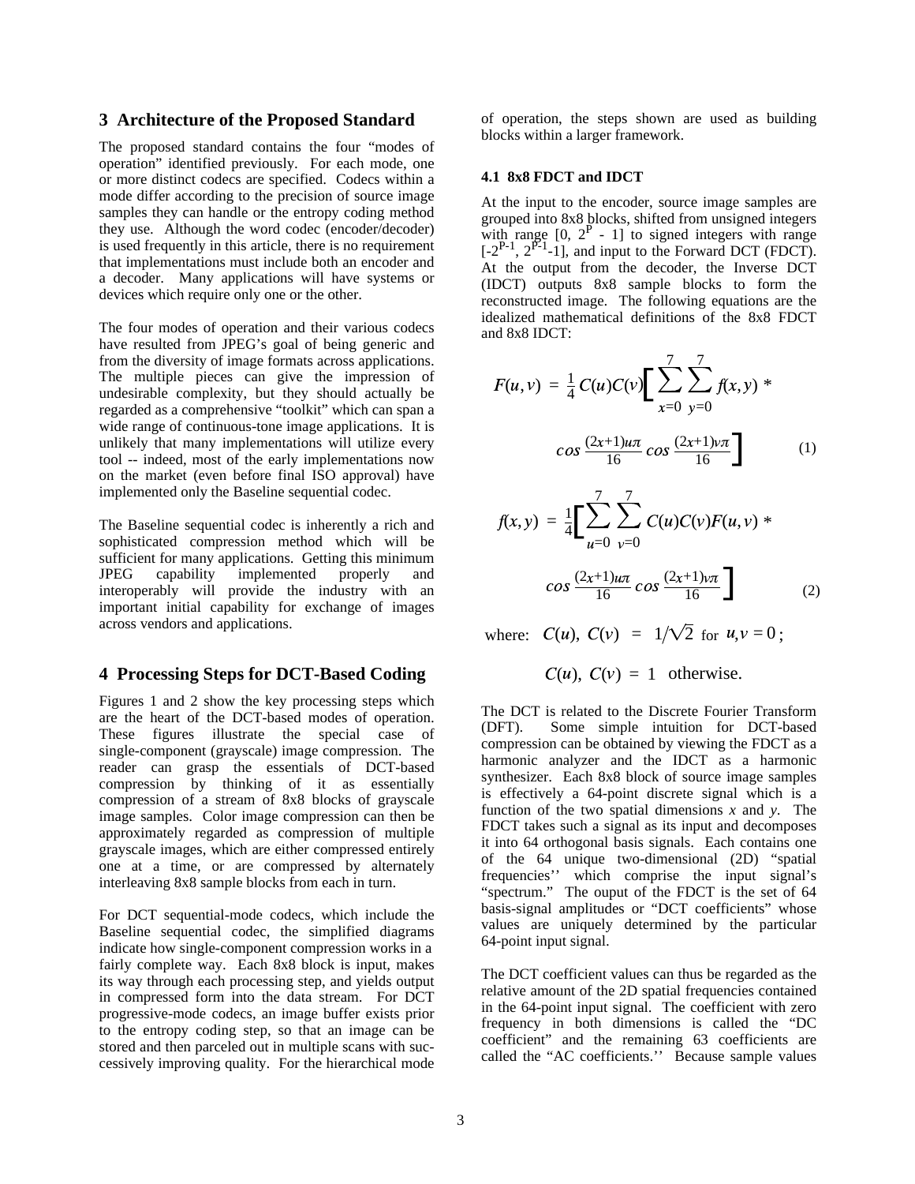## 3 Architecture of the Proposed Standard

The proposed standard contains the four "modes of operation" identified previously. For each mode, one or more distinct codecs are specified. Codecs within a mode differ according to the precision of source image samples they can handle or the entropy coding method they use. Although the word codec (encoder/decoder) is used frequently in this article, there is no requirement that implementations must include both an encoder and a decoder. Many applications will have systems or devices which require only one or the other.

The four modes of operation and their various codecs have resulted from JPEG's goal of being generic and from the diversity of image formats across applications. The multiple pieces can give the impression of undesirable complexity, but they should actually be regarded as a comprehensive "toolkit" which can span a wide range of continuous-tone image applications. It is unlikely that many implementations will utilize every tool -- indeed, most of the early implementations now on the market (even before final ISO approval) have implemented only the Baseline sequential codec.

The Baseline sequential codec is inherently a rich and sophisticated compression method which will be sufficient for many applications. Getting this minimum JPEG capability implemented properly and interoperably will provide the industry with an important initial capability for exchange of images across vendors and applications.

## 4 Processing Steps for DCT-Based Coding

Figures 1 and 2 show the key processing steps which are the heart of the DCT-based modes of operation. These figures illustrate the special case of single-component (grayscale) image compression. The reader can grasp the essentials of DCT-based compression by thinking of it as essentially compression of a stream of 8x8 blocks of grayscale image samples. Color image compression can then be approximately regarded as compression of multiple grayscale images, which are either compressed entirely one at a time, or are compressed by alternately interleaving 8x8 sample blocks from each in turn.

For DCT sequential-mode codecs, which include the Baseline sequential codec, the simplified diagrams indicate how single-component compression works in a fairly complete way. Each 8x8 block is input, makes its way through each processing step, and yields output in compressed form into the data stream. For DCT progressive-mode codecs, an image buffer exists prior to the entropy coding step, so that an image can be stored and then parceled out in multiple scans with successively improving quality. For the hierarchical mode of operation, the steps shown are used as building blocks within a larger framework.

### 4.1 8x8 FDCT and IDCT

At the input to the encoder, source image samples are grouped into 8x8 blocks, shifted from unsigned integers with range $[0, 2^P - 1]$ to signed integers with range $[-2^{P-1}, 2^{P-1}-1]$, and input to the Forward DCT (FDCT). At the output from the decoder, the Inverse DCT (IDCT) outputs 8x8 sample blocks to form the reconstructed image. The following equations are the idealized mathematical definitions of the 8x8 FDCT and 8x8 IDCT:

$$F(u,v) = \frac{1}{4} C(u)C(v) \left[ \sum_{x=0}^{7} \sum_{y=0}^{7} f(x,y) * \cos\frac{(2x+1)u\pi}{16} \cos\frac{(2y+1)v\pi}{16} \right] \tag{1}$$

$$f(x,y) = \frac{1}{4} \left[ \sum_{u=0}^{7} \sum_{v=0}^{7} C(u)C(v)F(u,v) * \cos\frac{(2x+1)u\pi}{16} \cos\frac{(2y+1)v\pi}{16} \right] \tag{2}$$

where: $C(u),\ C(v) = 1/\sqrt{2}$ for $u,v = 0$;

$C(u),\ C(v) = 1$ otherwise.

The DCT is related to the Discrete Fourier Transform (DFT). Some simple intuition for DCT-based compression can be obtained by viewing the FDCT as a harmonic analyzer and the IDCT as a harmonic synthesizer. Each 8x8 block of source image samples is effectively a 64-point discrete signal which is a function of the two spatial dimensions *x* and *y*. The FDCT takes such a signal as its input and decomposes it into 64 orthogonal basis signals. Each contains one of the 64 unique two-dimensional (2D) "spatial frequencies'' which comprise the input signal's "spectrum." The ouput of the FDCT is the set of 64 basis-signal amplitudes or "DCT coefficients" whose values are uniquely determined by the particular 64-point input signal.

The DCT coefficient values can thus be regarded as the relative amount of the 2D spatial frequencies contained in the 64-point input signal. The coefficient with zero frequency in both dimensions is called the "DC coefficient" and the remaining 63 coefficients are called the "AC coefficients.'' Because sample values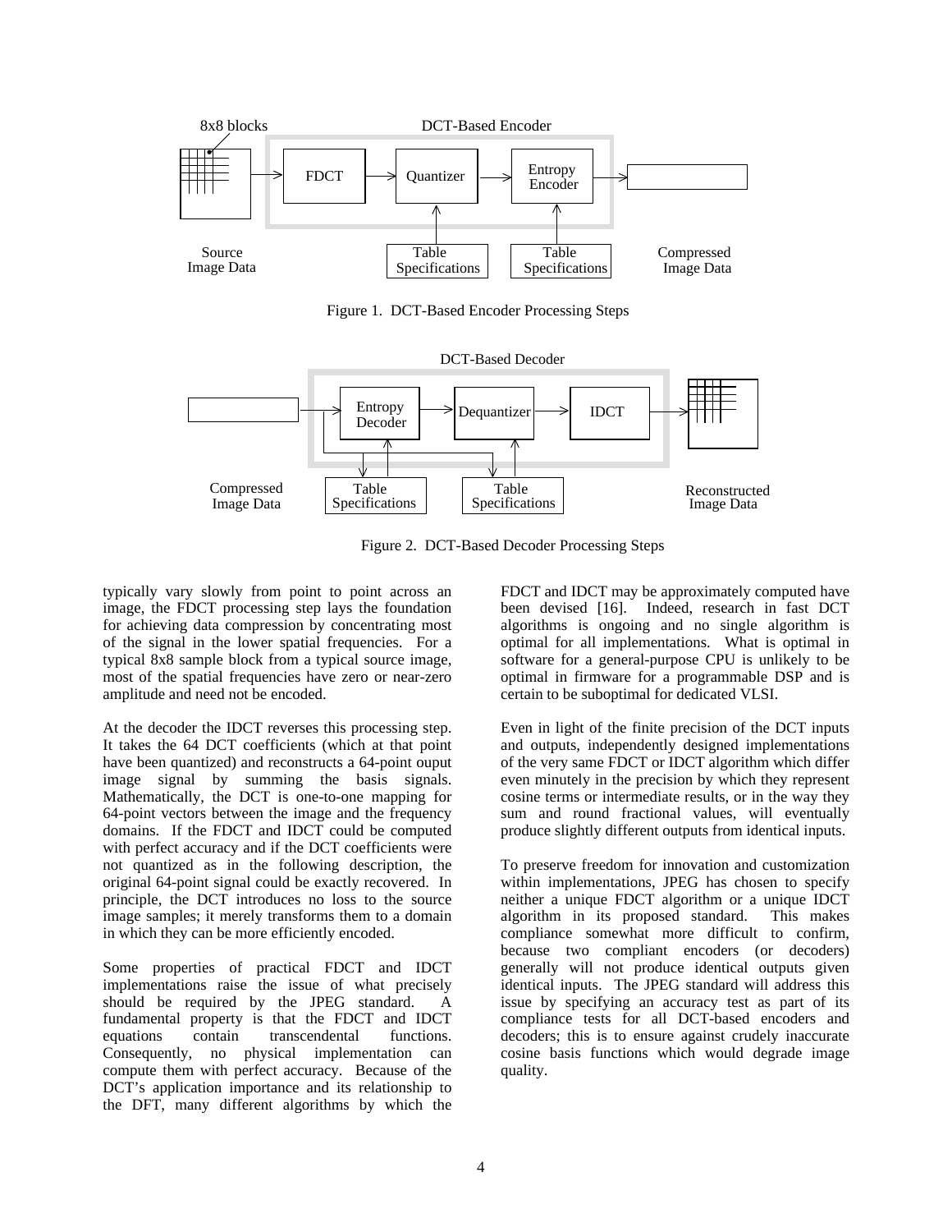8x8 blocks

DCT-Based Encoder

FDCT

Quantizer

Entropy Encoder

Source Image Data

Table Specifications

Table Specifications

Compressed Image Data

Figure 1. DCT-Based Encoder Processing Steps

DCT-Based Decoder

Entropy Decoder

Dequantizer

IDCT

Compressed Image Data

Table Specifications

Table Specifications

Reconstructed Image Data

Figure 2. DCT-Based Decoder Processing Steps

typically vary slowly from point to point across an image, the FDCT processing step lays the foundation for achieving data compression by concentrating most of the signal in the lower spatial frequencies. For a typical 8x8 sample block from a typical source image, most of the spatial frequencies have zero or near-zero amplitude and need not be encoded.

At the decoder the IDCT reverses this processing step. It takes the 64 DCT coefficients (which at that point have been quantized) and reconstructs a 64-point ouput image signal by summing the basis signals. Mathematically, the DCT is one-to-one mapping for 64-point vectors between the image and the frequency domains. If the FDCT and IDCT could be computed with perfect accuracy and if the DCT coefficients were not quantized as in the following description, the original 64-point signal could be exactly recovered. In principle, the DCT introduces no loss to the source image samples; it merely transforms them to a domain in which they can be more efficiently encoded.

Some properties of practical FDCT and IDCT implementations raise the issue of what precisely should be required by the JPEG standard. A fundamental property is that the FDCT and IDCT equations contain transcendental functions. Consequently, no physical implementation can compute them with perfect accuracy. Because of the DCT's application importance and its relationship to the DFT, many different algorithms by which the FDCT and IDCT may be approximately computed have been devised [16]. Indeed, research in fast DCT algorithms is ongoing and no single algorithm is optimal for all implementations. What is optimal in software for a general-purpose CPU is unlikely to be optimal in firmware for a programmable DSP and is certain to be suboptimal for dedicated VLSI.

Even in light of the finite precision of the DCT inputs and outputs, independently designed implementations of the very same FDCT or IDCT algorithm which differ even minutely in the precision by which they represent cosine terms or intermediate results, or in the way they sum and round fractional values, will eventually produce slightly different outputs from identical inputs.

To preserve freedom for innovation and customization within implementations, JPEG has chosen to specify neither a unique FDCT algorithm or a unique IDCT algorithm in its proposed standard. This makes compliance somewhat more difficult to confirm, because two compliant encoders (or decoders) generally will not produce identical outputs given identical inputs. The JPEG standard will address this issue by specifying an accuracy test as part of its compliance tests for all DCT-based encoders and decoders; this is to ensure against crudely inaccurate cosine basis functions which would degrade image quality.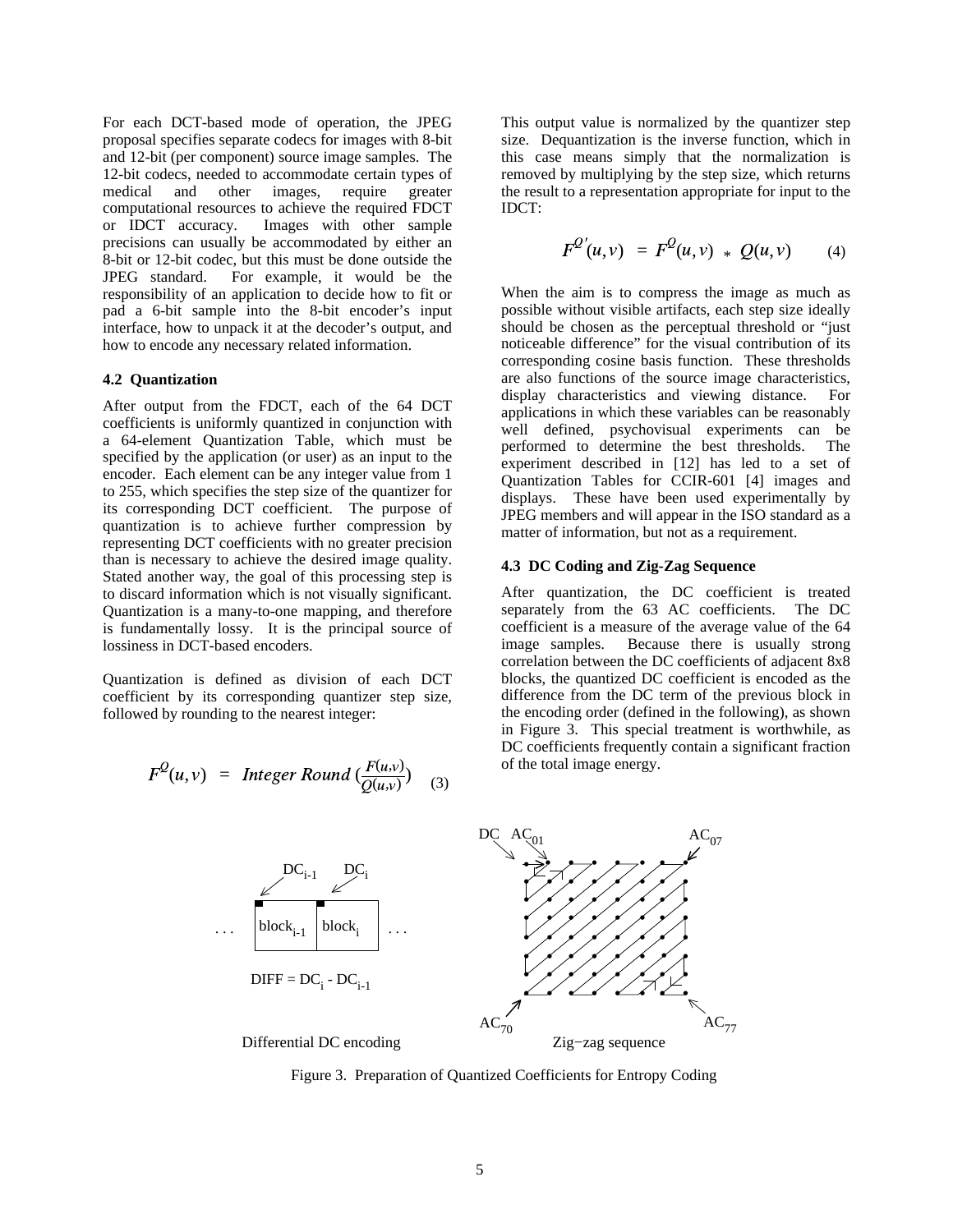For each DCT-based mode of operation, the JPEG proposal specifies separate codecs for images with 8-bit and 12-bit (per component) source image samples. The 12-bit codecs, needed to accommodate certain types of medical and other images, require greater computational resources to achieve the required FDCT or IDCT accuracy. Images with other sample precisions can usually be accommodated by either an 8-bit or 12-bit codec, but this must be done outside the JPEG standard. For example, it would be the responsibility of an application to decide how to fit or pad a 6-bit sample into the 8-bit encoder's input interface, how to unpack it at the decoder's output, and how to encode any necessary related information.

### 4.2 Quantization

After output from the FDCT, each of the 64 DCT coefficients is uniformly quantized in conjunction with a 64-element Quantization Table, which must be specified by the application (or user) as an input to the encoder. Each element can be any integer value from 1 to 255, which specifies the step size of the quantizer for its corresponding DCT coefficient. The purpose of quantization is to achieve further compression by representing DCT coefficients with no greater precision than is necessary to achieve the desired image quality. Stated another way, the goal of this processing step is to discard information which is not visually significant. Quantization is a many-to-one mapping, and therefore is fundamentally lossy. It is the principal source of lossiness in DCT-based encoders.

Quantization is defined as division of each DCT coefficient by its corresponding quantizer step size, followed by rounding to the nearest integer:

$$F^Q(u,v) \;=\; \textit{Integer Round}\left(\frac{F(u,v)}{Q(u,v)}\right) \qquad (3)$$

This output value is normalized by the quantizer step size. Dequantization is the inverse function, which in this case means simply that the normalization is removed by multiplying by the step size, which returns the result to a representation appropriate for input to the IDCT:

$$F^{Q'}(u,v) \;=\; F^Q(u,v) \;*\; Q(u,v) \qquad (4)$$

When the aim is to compress the image as much as possible without visible artifacts, each step size ideally should be chosen as the perceptual threshold or "just noticeable difference" for the visual contribution of its corresponding cosine basis function. These thresholds are also functions of the source image characteristics, display characteristics and viewing distance. For applications in which these variables can be reasonably well defined, psychovisual experiments can be performed to determine the best thresholds. The experiment described in [12] has led to a set of Quantization Tables for CCIR-601 [4] images and displays. These have been used experimentally by JPEG members and will appear in the ISO standard as a matter of information, but not as a requirement.

### 4.3 DC Coding and Zig-Zag Sequence

After quantization, the DC coefficient is treated separately from the 63 AC coefficients. The DC coefficient is a measure of the average value of the 64 image samples. Because there is usually strong correlation between the DC coefficients of adjacent 8x8 blocks, the quantized DC coefficient is encoded as the difference from the DC term of the previous block in the encoding order (defined in the following), as shown in Figure 3. This special treatment is worthwhile, as DC coefficients frequently contain a significant fraction of the total image energy.

$DC_{i-1}$ $DC_i$

. . . $block_{i-1}$ $block_i$ . . .

$DIFF = DC_i - DC_{i-1}$

Differential DC encoding

DC $AC_{01}$ $AC_{07}$

$AC_{70}$ $AC_{77}$

Zig−zag sequence

Figure 3. Preparation of Quantized Coefficients for Entropy Coding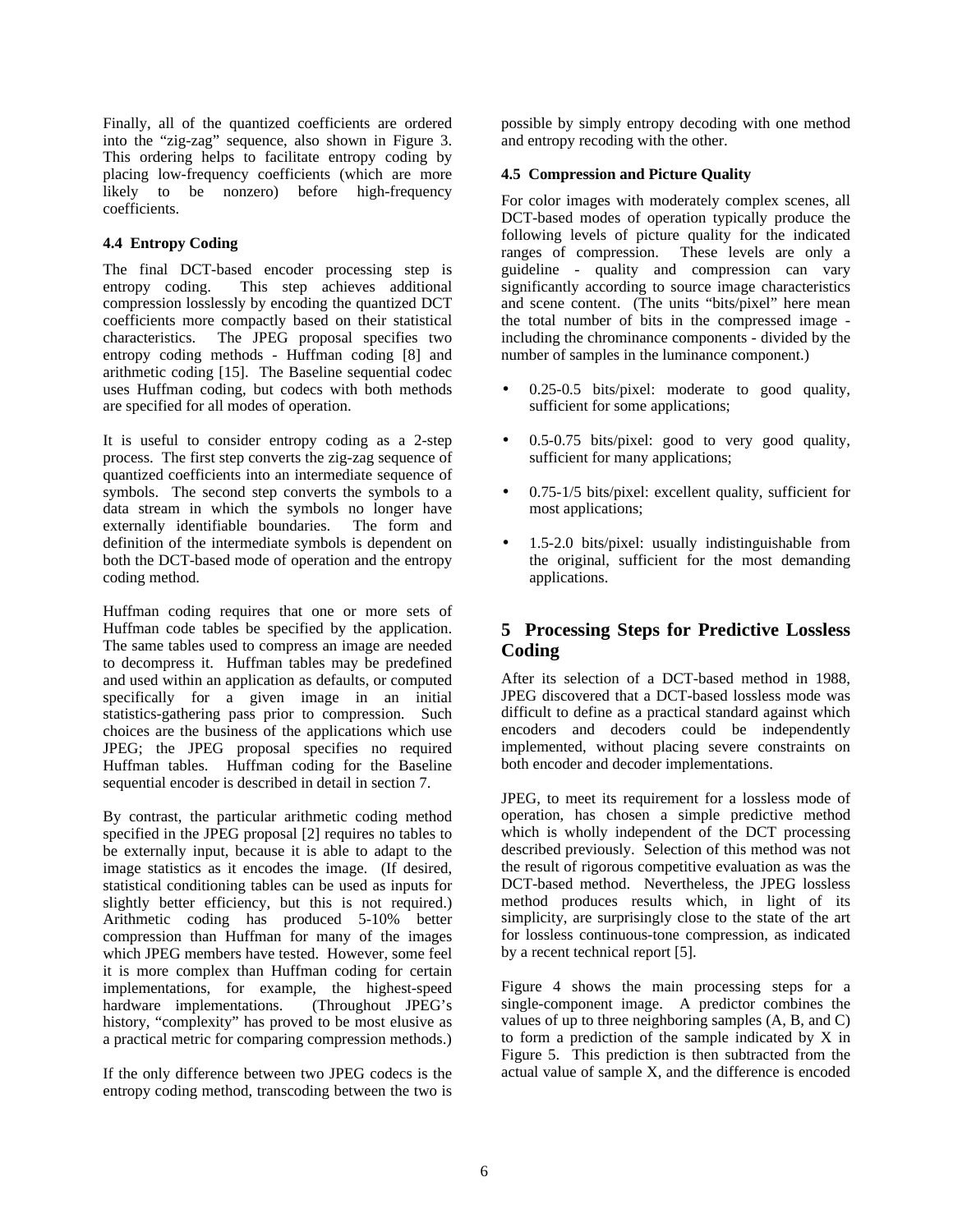Finally, all of the quantized coefficients are ordered into the "zig-zag" sequence, also shown in Figure 3. This ordering helps to facilitate entropy coding by placing low-frequency coefficients (which are more likely to be nonzero) before high-frequency coefficients.

### 4.4 Entropy Coding

The final DCT-based encoder processing step is entropy coding. This step achieves additional compression losslessly by encoding the quantized DCT coefficients more compactly based on their statistical characteristics. The JPEG proposal specifies two entropy coding methods - Huffman coding [8] and arithmetic coding [15]. The Baseline sequential codec uses Huffman coding, but codecs with both methods are specified for all modes of operation.

It is useful to consider entropy coding as a 2-step process. The first step converts the zig-zag sequence of quantized coefficients into an intermediate sequence of symbols. The second step converts the symbols to a data stream in which the symbols no longer have externally identifiable boundaries. The form and definition of the intermediate symbols is dependent on both the DCT-based mode of operation and the entropy coding method.

Huffman coding requires that one or more sets of Huffman code tables be specified by the application. The same tables used to compress an image are needed to decompress it. Huffman tables may be predefined and used within an application as defaults, or computed specifically for a given image in an initial statistics-gathering pass prior to compression. Such choices are the business of the applications which use JPEG; the JPEG proposal specifies no required Huffman tables. Huffman coding for the Baseline sequential encoder is described in detail in section 7.

By contrast, the particular arithmetic coding method specified in the JPEG proposal [2] requires no tables to be externally input, because it is able to adapt to the image statistics as it encodes the image. (If desired, statistical conditioning tables can be used as inputs for slightly better efficiency, but this is not required.) Arithmetic coding has produced 5-10% better compression than Huffman for many of the images which JPEG members have tested. However, some feel it is more complex than Huffman coding for certain implementations, for example, the highest-speed hardware implementations. (Throughout JPEG's history, "complexity" has proved to be most elusive as a practical metric for comparing compression methods.)

If the only difference between two JPEG codecs is the entropy coding method, transcoding between the two is possible by simply entropy decoding with one method and entropy recoding with the other.

### 4.5 Compression and Picture Quality

For color images with moderately complex scenes, all DCT-based modes of operation typically produce the following levels of picture quality for the indicated ranges of compression. These levels are only a guideline - quality and compression can vary significantly according to source image characteristics and scene content. (The units "bits/pixel" here mean the total number of bits in the compressed image - including the chrominance components - divided by the number of samples in the luminance component.)

- 0.25-0.5 bits/pixel: moderate to good quality, sufficient for some applications;
- 0.5-0.75 bits/pixel: good to very good quality, sufficient for many applications;
- 0.75-1/5 bits/pixel: excellent quality, sufficient for most applications;
- 1.5-2.0 bits/pixel: usually indistinguishable from the original, sufficient for the most demanding applications.

## 5 Processing Steps for Predictive Lossless Coding

After its selection of a DCT-based method in 1988, JPEG discovered that a DCT-based lossless mode was difficult to define as a practical standard against which encoders and decoders could be independently implemented, without placing severe constraints on both encoder and decoder implementations.

JPEG, to meet its requirement for a lossless mode of operation, has chosen a simple predictive method which is wholly independent of the DCT processing described previously. Selection of this method was not the result of rigorous competitive evaluation as was the DCT-based method. Nevertheless, the JPEG lossless method produces results which, in light of its simplicity, are surprisingly close to the state of the art for lossless continuous-tone compression, as indicated by a recent technical report [5].

Figure 4 shows the main processing steps for a single-component image. A predictor combines the values of up to three neighboring samples (A, B, and C) to form a prediction of the sample indicated by X in Figure 5. This prediction is then subtracted from the actual value of sample X, and the difference is encoded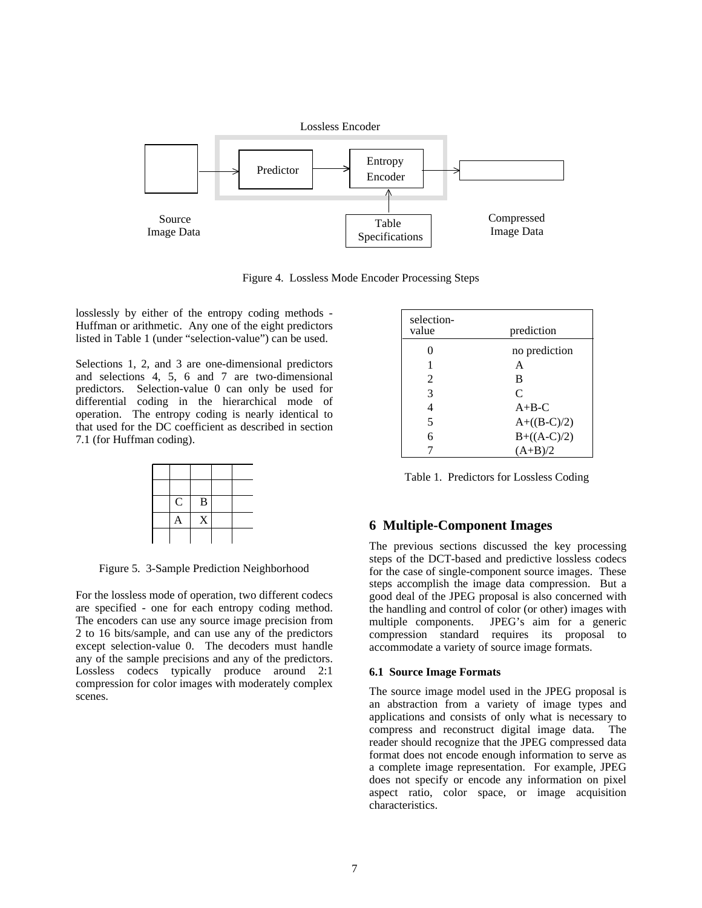Figure 4. Lossless Mode Encoder Processing Steps

losslessly by either of the entropy coding methods - Huffman or arithmetic. Any one of the eight predictors listed in Table 1 (under "selection-value") can be used.

Selections 1, 2, and 3 are one-dimensional predictors and selections 4, 5, 6 and 7 are two-dimensional predictors. Selection-value 0 can only be used for differential coding in the hierarchical mode of operation. The entropy coding is nearly identical to that used for the DC coefficient as described in section 7.1 (for Huffman coding).

| | | | | |
|---|---|---|---|---|
| | | | | |
| | | | | |
| | C | B | | |
| | A | X | | |
| | | | | |

Figure 5. 3-Sample Prediction Neighborhood

For the lossless mode of operation, two different codecs are specified - one for each entropy coding method. The encoders can use any source image precision from 2 to 16 bits/sample, and can use any of the predictors except selection-value 0. The decoders must handle any of the sample precisions and any of the predictors. Lossless codecs typically produce around 2:1 compression for color images with moderately complex scenes.

| selection-value | prediction |
|---|---|
| 0 | no prediction |
| 1 | A |
| 2 | B |
| 3 | C |
| 4 | A+B-C |
| 5 | A+((B-C)/2) |
| 6 | B+((A-C)/2) |
| 7 | (A+B)/2 |

Table 1. Predictors for Lossless Coding

## 6 Multiple-Component Images

The previous sections discussed the key processing steps of the DCT-based and predictive lossless codecs for the case of single-component source images. These steps accomplish the image data compression. But a good deal of the JPEG proposal is also concerned with the handling and control of color (or other) images with multiple components. JPEG's aim for a generic compression standard requires its proposal to accommodate a variety of source image formats.

### 6.1 Source Image Formats

The source image model used in the JPEG proposal is an abstraction from a variety of image types and applications and consists of only what is necessary to compress and reconstruct digital image data. The reader should recognize that the JPEG compressed data format does not encode enough information to serve as a complete image representation. For example, JPEG does not specify or encode any information on pixel aspect ratio, color space, or image acquisition characteristics.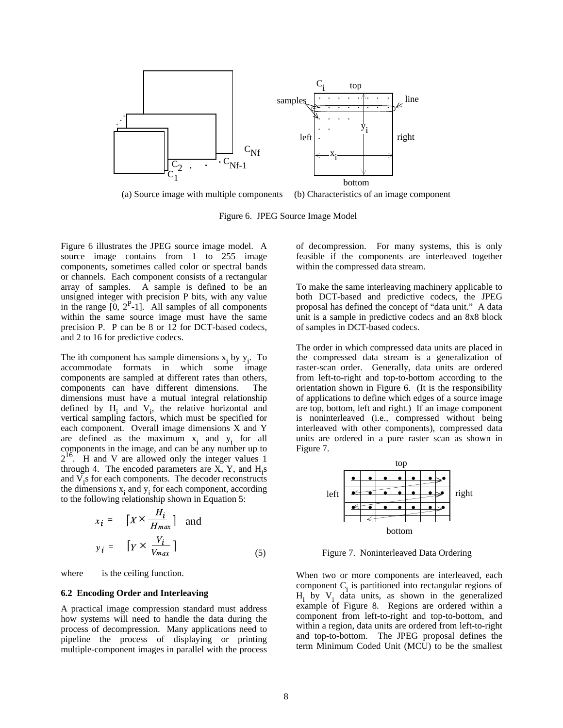(a) Source image with multiple components (b) Characteristics of an image component

Figure 6. JPEG Source Image Model

Figure 6 illustrates the JPEG source image model. A source image contains from 1 to 255 image components, sometimes called color or spectral bands or channels. Each component consists of a rectangular array of samples. A sample is defined to be an unsigned integer with precision P bits, with any value in the range $[0, 2^P-1]$. All samples of all components within the same source image must have the same precision P. P can be 8 or 12 for DCT-based codecs, and 2 to 16 for predictive codecs.

The ith component has sample dimensions $x_i$ by $y_i$. To accommodate formats in which some image components are sampled at different rates than others, components can have different dimensions. The dimensions must have a mutual integral relationship defined by $H_i$ and $V_i$, the relative horizontal and vertical sampling factors, which must be specified for each component. Overall image dimensions X and Y are defined as the maximum $x_i$ and $y_i$ for all components in the image, and can be any number up to $2^{16}$. H and V are allowed only the integer values 1 through 4. The encoded parameters are X, Y, and $H_i$s and $V_i$s for each components. The decoder reconstructs the dimensions $x_i$ and $y_i$ for each component, according to the following relationship shown in Equation 5:

$$x_i = \left\lceil X \times \frac{H_i}{H_{max}} \right\rceil \quad \text{and}$$
$$y_i = \left\lceil Y \times \frac{V_i}{V_{max}} \right\rceil \tag{5}$$

where $\lceil\ \rceil$ is the ceiling function.

### 6.2 Encoding Order and Interleaving

A practical image compression standard must address how systems will need to handle the data during the process of decompression. Many applications need to pipeline the process of displaying or printing multiple-component images in parallel with the process of decompression. For many systems, this is only feasible if the components are interleaved together within the compressed data stream.

To make the same interleaving machinery applicable to both DCT-based and predictive codecs, the JPEG proposal has defined the concept of "data unit." A data unit is a sample in predictive codecs and an 8x8 block of samples in DCT-based codecs.

The order in which compressed data units are placed in the compressed data stream is a generalization of raster-scan order. Generally, data units are ordered from left-to-right and top-to-bottom according to the orientation shown in Figure 6. (It is the responsibility of applications to define which edges of a source image are top, bottom, left and right.) If an image component is noninterleaved (i.e., compressed without being interleaved with other components), compressed data units are ordered in a pure raster scan as shown in Figure 7.

Figure 7. Noninterleaved Data Ordering

When two or more components are interleaved, each component $C_i$ is partitioned into rectangular regions of $H_i$ by $V_i$ data units, as shown in the generalized example of Figure 8. Regions are ordered within a component from left-to-right and top-to-bottom, and within a region, data units are ordered from left-to-right and top-to-bottom. The JPEG proposal defines the term Minimum Coded Unit (MCU) to be the smallest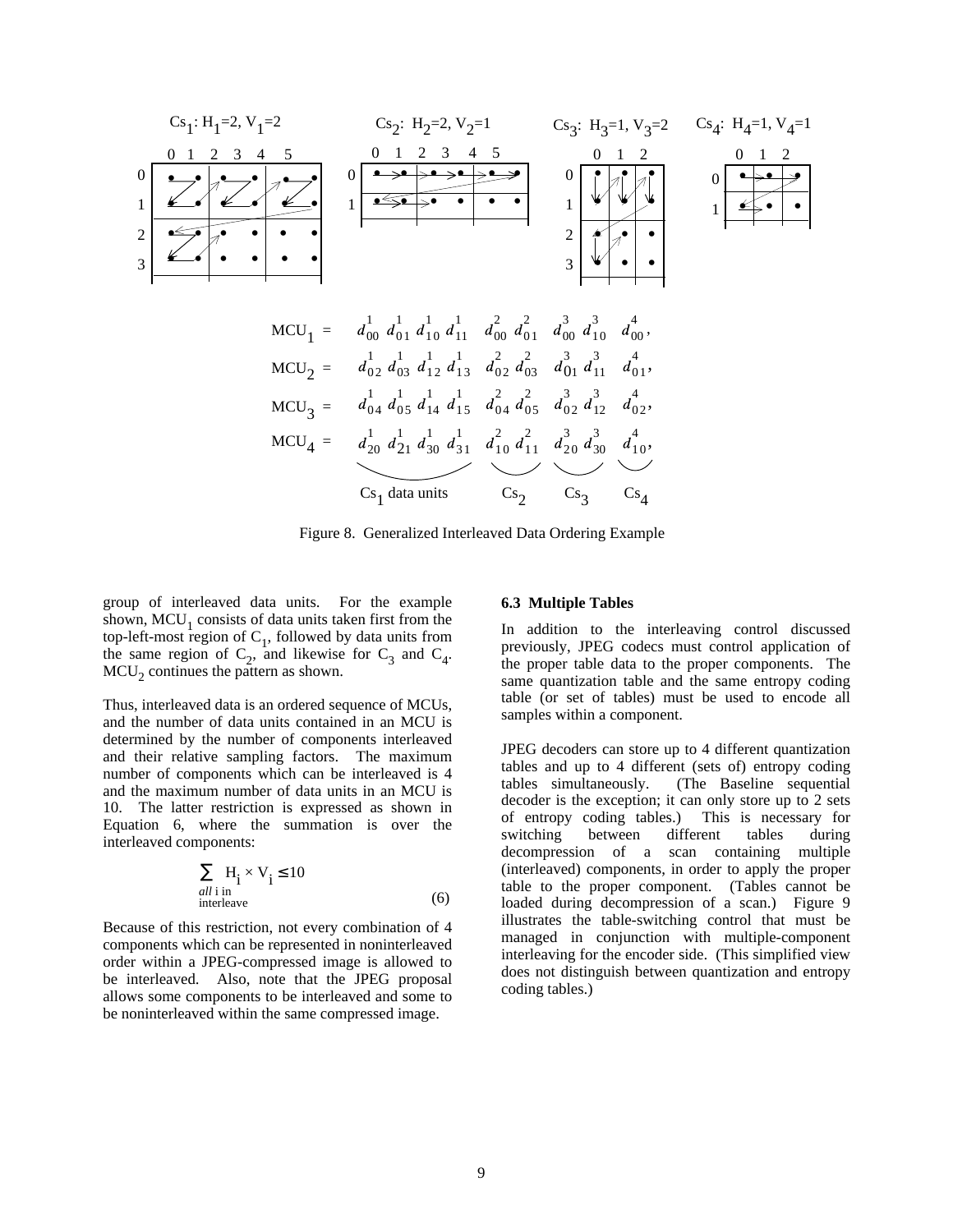$Cs_1$: $H_1=2, V_1=2$ $Cs_2$: $H_2=2, V_2=1$ $Cs_3$: $H_3=1, V_3=2$ $Cs_4$: $H_4=1, V_4=1$

$$
\begin{aligned}
MCU_1 &= d^1_{00}\, d^1_{01}\, d^1_{10}\, d^1_{11}\;\; d^2_{00}\, d^2_{01}\;\; d^3_{00}\, d^3_{10}\;\; d^4_{00}, \\
MCU_2 &= d^1_{02}\, d^1_{03}\, d^1_{12}\, d^1_{13}\;\; d^2_{02}\, d^2_{03}\;\; d^3_{01}\, d^3_{11}\;\; d^4_{01}, \\
MCU_3 &= d^1_{04}\, d^1_{05}\, d^1_{14}\, d^1_{15}\;\; d^2_{04}\, d^2_{05}\;\; d^3_{02}\, d^3_{12}\;\; d^4_{02}, \\
MCU_4 &= \underbrace{d^1_{20}\, d^1_{21}\, d^1_{30}\, d^1_{31}}_{Cs_1 \text{ data units}}\;\; \underbrace{d^2_{10}\, d^2_{11}}_{Cs_2}\;\; \underbrace{d^3_{20}\, d^3_{30}}_{Cs_3}\;\; \underbrace{d^4_{10}}_{Cs_4},
\end{aligned}
$$

Figure 8. Generalized Interleaved Data Ordering Example

group of interleaved data units. For the example shown, $MCU_1$ consists of data units taken first from the top-left-most region of $C_1$, followed by data units from the same region of $C_2$, and likewise for $C_3$ and $C_4$. $MCU_2$ continues the pattern as shown.

Thus, interleaved data is an ordered sequence of MCUs, and the number of data units contained in an MCU is determined by the number of components interleaved and their relative sampling factors. The maximum number of components which can be interleaved is 4 and the maximum number of data units in an MCU is 10. The latter restriction is expressed as shown in Equation 6, where the summation is over the interleaved components:

$$
\sum_{\substack{\textit{all } i \text{ in} \\ \text{interleave}}} H_i \times V_i \leq 10 \tag{6}
$$

Because of this restriction, not every combination of 4 components which can be represented in noninterleaved order within a JPEG-compressed image is allowed to be interleaved. Also, note that the JPEG proposal allows some components to be interleaved and some to be noninterleaved within the same compressed image.

### 6.3 Multiple Tables

In addition to the interleaving control discussed previously, JPEG codecs must control application of the proper table data to the proper components. The same quantization table and the same entropy coding table (or set of tables) must be used to encode all samples within a component.

JPEG decoders can store up to 4 different quantization tables and up to 4 different (sets of) entropy coding tables simultaneously. (The Baseline sequential decoder is the exception; it can only store up to 2 sets of entropy coding tables.) This is necessary for switching between different tables during decompression of a scan containing multiple (interleaved) components, in order to apply the proper table to the proper component. (Tables cannot be loaded during decompression of a scan.) Figure 9 illustrates the table-switching control that must be managed in conjunction with multiple-component interleaving for the encoder side. (This simplified view does not distinguish between quantization and entropy coding tables.)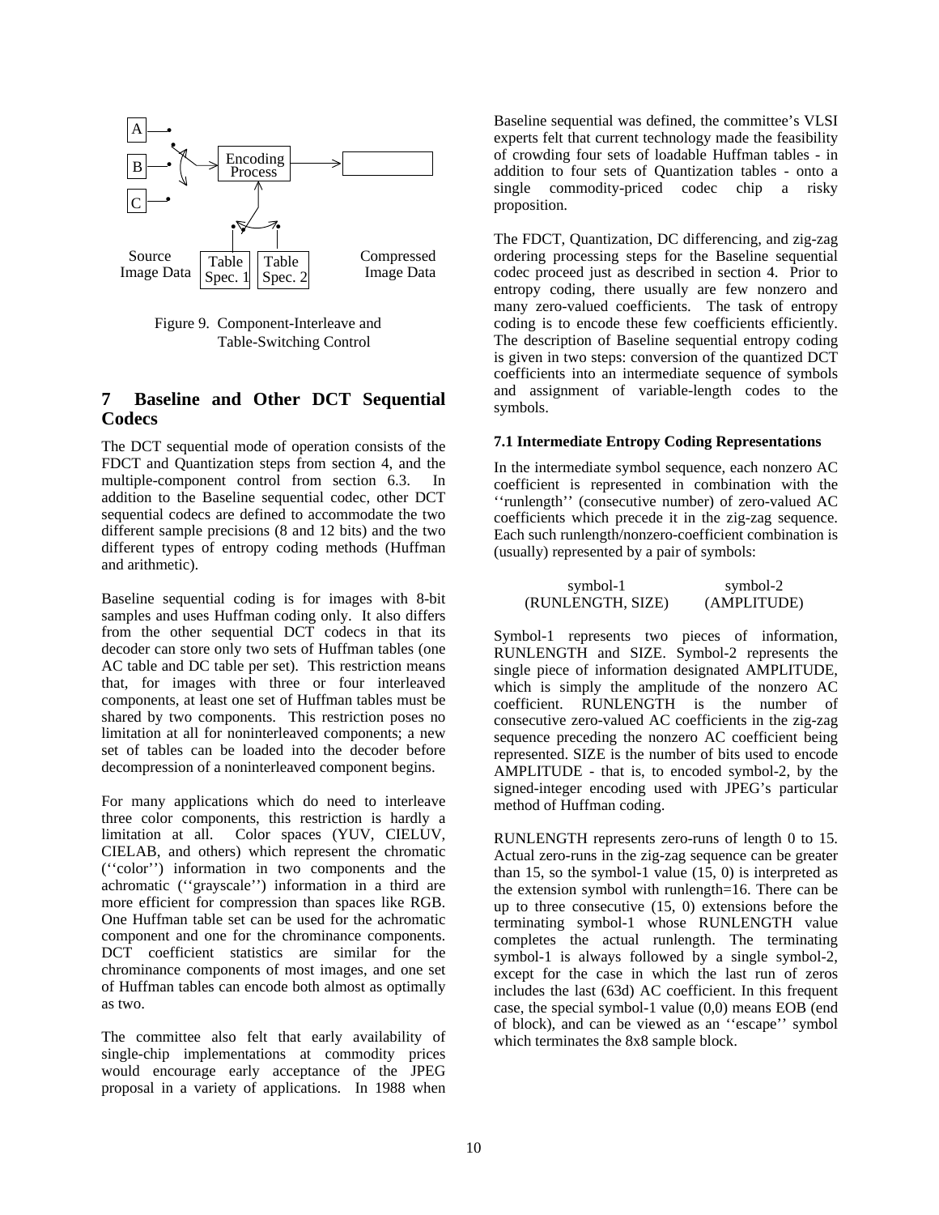Figure 9. Component-Interleave and Table-Switching Control

## 7 Baseline and Other DCT Sequential Codecs

The DCT sequential mode of operation consists of the FDCT and Quantization steps from section 4, and the multiple-component control from section 6.3. In addition to the Baseline sequential codec, other DCT sequential codecs are defined to accommodate the two different sample precisions (8 and 12 bits) and the two different types of entropy coding methods (Huffman and arithmetic).

Baseline sequential coding is for images with 8-bit samples and uses Huffman coding only. It also differs from the other sequential DCT codecs in that its decoder can store only two sets of Huffman tables (one AC table and DC table per set). This restriction means that, for images with three or four interleaved components, at least one set of Huffman tables must be shared by two components. This restriction poses no limitation at all for noninterleaved components; a new set of tables can be loaded into the decoder before decompression of a noninterleaved component begins.

For many applications which do need to interleave three color components, this restriction is hardly a limitation at all. Color spaces (YUV, CIELUV, CIELAB, and others) which represent the chromatic (''color'') information in two components and the achromatic (''grayscale'') information in a third are more efficient for compression than spaces like RGB. One Huffman table set can be used for the achromatic component and one for the chrominance components. DCT coefficient statistics are similar for the chrominance components of most images, and one set of Huffman tables can encode both almost as optimally as two.

The committee also felt that early availability of single-chip implementations at commodity prices would encourage early acceptance of the JPEG proposal in a variety of applications. In 1988 when Baseline sequential was defined, the committee's VLSI experts felt that current technology made the feasibility of crowding four sets of loadable Huffman tables - in addition to four sets of Quantization tables - onto a single commodity-priced codec chip a risky proposition.

The FDCT, Quantization, DC differencing, and zig-zag ordering processing steps for the Baseline sequential codec proceed just as described in section 4. Prior to entropy coding, there usually are few nonzero and many zero-valued coefficients. The task of entropy coding is to encode these few coefficients efficiently. The description of Baseline sequential entropy coding is given in two steps: conversion of the quantized DCT coefficients into an intermediate sequence of symbols and assignment of variable-length codes to the symbols.

### 7.1 Intermediate Entropy Coding Representations

In the intermediate symbol sequence, each nonzero AC coefficient is represented in combination with the ''runlength'' (consecutive number) of zero-valued AC coefficients which precede it in the zig-zag sequence. Each such runlength/nonzero-coefficient combination is (usually) represented by a pair of symbols:

| symbol-1 | symbol-2 |
|---|---|
| (RUNLENGTH, SIZE) | (AMPLITUDE) |

Symbol-1 represents two pieces of information, RUNLENGTH and SIZE. Symbol-2 represents the single piece of information designated AMPLITUDE, which is simply the amplitude of the nonzero AC coefficient. RUNLENGTH is the number of consecutive zero-valued AC coefficients in the zig-zag sequence preceding the nonzero AC coefficient being represented. SIZE is the number of bits used to encode AMPLITUDE - that is, to encoded symbol-2, by the signed-integer encoding used with JPEG's particular method of Huffman coding.

RUNLENGTH represents zero-runs of length 0 to 15. Actual zero-runs in the zig-zag sequence can be greater than 15, so the symbol-1 value (15, 0) is interpreted as the extension symbol with runlength=16. There can be up to three consecutive (15, 0) extensions before the terminating symbol-1 whose RUNLENGTH value completes the actual runlength. The terminating symbol-1 is always followed by a single symbol-2, except for the case in which the last run of zeros includes the last (63d) AC coefficient. In this frequent case, the special symbol-1 value (0,0) means EOB (end of block), and can be viewed as an ''escape'' symbol which terminates the 8x8 sample block.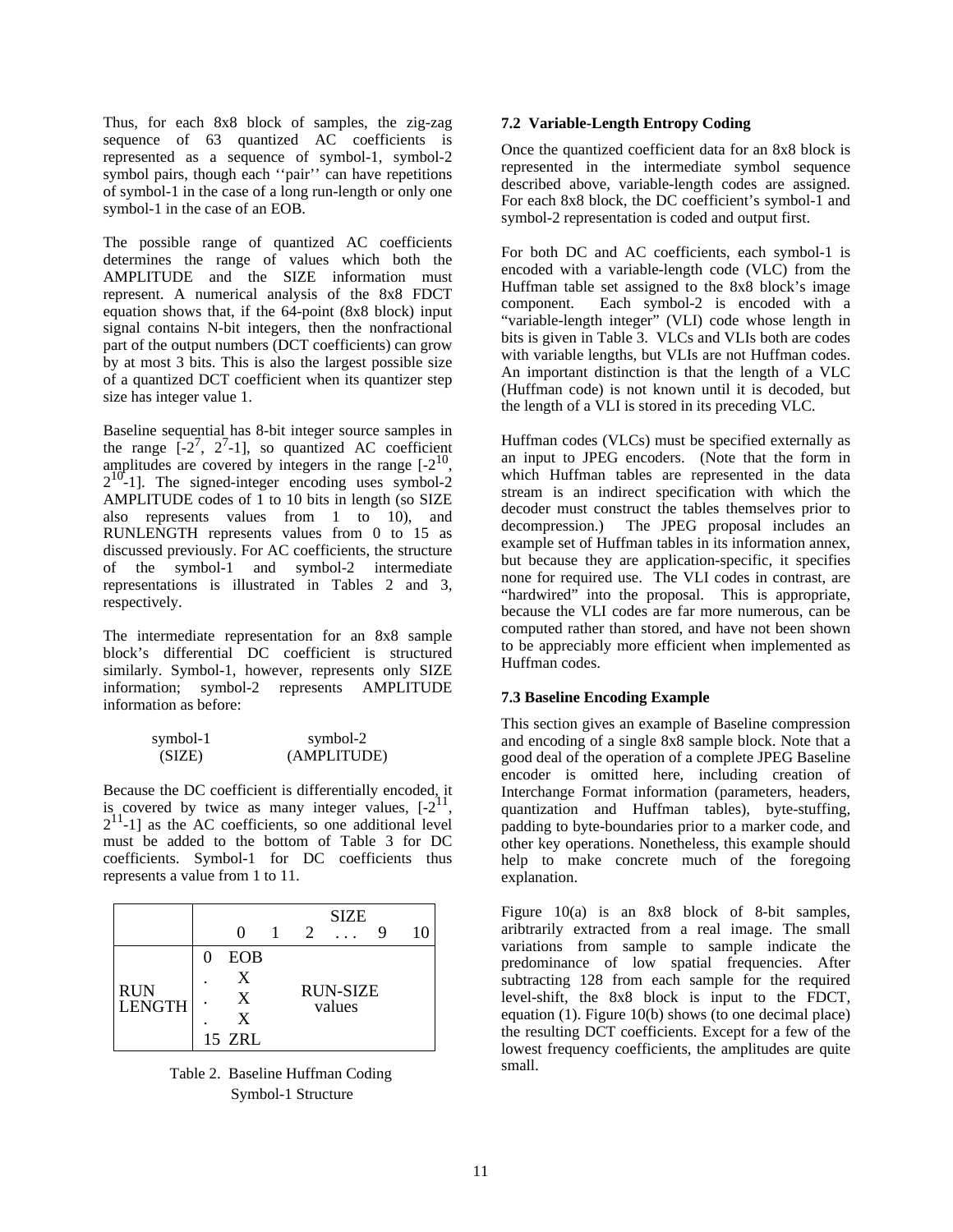Thus, for each 8x8 block of samples, the zig-zag sequence of 63 quantized AC coefficients is represented as a sequence of symbol-1, symbol-2 symbol pairs, though each ''pair'' can have repetitions of symbol-1 in the case of a long run-length or only one symbol-1 in the case of an EOB.

The possible range of quantized AC coefficients determines the range of values which both the AMPLITUDE and the SIZE information must represent. A numerical analysis of the 8x8 FDCT equation shows that, if the 64-point (8x8 block) input signal contains N-bit integers, then the nonfractional part of the output numbers (DCT coefficients) can grow by at most 3 bits. This is also the largest possible size of a quantized DCT coefficient when its quantizer step size has integer value 1.

Baseline sequential has 8-bit integer source samples in the range $[-2^7, 2^7-1]$, so quantized AC coefficient amplitudes are covered by integers in the range $[-2^{10}, 2^{10}-1]$. The signed-integer encoding uses symbol-2 AMPLITUDE codes of 1 to 10 bits in length (so SIZE also represents values from 1 to 10), and RUNLENGTH represents values from 0 to 15 as discussed previously. For AC coefficients, the structure of the symbol-1 and symbol-2 intermediate representations is illustrated in Tables 2 and 3, respectively.

The intermediate representation for an 8x8 sample block's differential DC coefficient is structured similarly. Symbol-1, however, represents only SIZE information; symbol-2 represents AMPLITUDE information as before:

| symbol-1 | symbol-2 |
|---|---|
| (SIZE) | (AMPLITUDE) |

Because the DC coefficient is differentially encoded, it is covered by twice as many integer values, $[-2^{11}, 2^{11}-1]$ as the AC coefficients, so one additional level must be added to the bottom of Table 3 for DC coefficients. Symbol-1 for DC coefficients thus represents a value from 1 to 11.

| | SIZE 0 | 1 | 2 | ... | 9 | 10 |
|---|---|---|---|---|---|---|
| RUN LENGTH 0 | EOB | | | | | |
| . | X | | | RUN-SIZE values | | |
| . | X | | | | | |
| . | X | | | | | |
| 15 | ZRL | | | | | |

Table 2. Baseline Huffman Coding Symbol-1 Structure

### 7.2 Variable-Length Entropy Coding

Once the quantized coefficient data for an 8x8 block is represented in the intermediate symbol sequence described above, variable-length codes are assigned. For each 8x8 block, the DC coefficient's symbol-1 and symbol-2 representation is coded and output first.

For both DC and AC coefficients, each symbol-1 is encoded with a variable-length code (VLC) from the Huffman table set assigned to the 8x8 block's image component. Each symbol-2 is encoded with a "variable-length integer" (VLI) code whose length in bits is given in Table 3. VLCs and VLIs both are codes with variable lengths, but VLIs are not Huffman codes. An important distinction is that the length of a VLC (Huffman code) is not known until it is decoded, but the length of a VLI is stored in its preceding VLC.

Huffman codes (VLCs) must be specified externally as an input to JPEG encoders. (Note that the form in which Huffman tables are represented in the data stream is an indirect specification with which the decoder must construct the tables themselves prior to decompression.) The JPEG proposal includes an example set of Huffman tables in its information annex, but because they are application-specific, it specifies none for required use. The VLI codes in contrast, are "hardwired" into the proposal. This is appropriate, because the VLI codes are far more numerous, can be computed rather than stored, and have not been shown to be appreciably more efficient when implemented as Huffman codes.

### 7.3 Baseline Encoding Example

This section gives an example of Baseline compression and encoding of a single 8x8 sample block. Note that a good deal of the operation of a complete JPEG Baseline encoder is omitted here, including creation of Interchange Format information (parameters, headers, quantization and Huffman tables), byte-stuffing, padding to byte-boundaries prior to a marker code, and other key operations. Nonetheless, this example should help to make concrete much of the foregoing explanation.

Figure 10(a) is an 8x8 block of 8-bit samples, aribtrarily extracted from a real image. The small variations from sample to sample indicate the predominance of low spatial frequencies. After subtracting 128 from each sample for the required level-shift, the 8x8 block is input to the FDCT, equation (1). Figure 10(b) shows (to one decimal place) the resulting DCT coefficients. Except for a few of the lowest frequency coefficients, the amplitudes are quite small.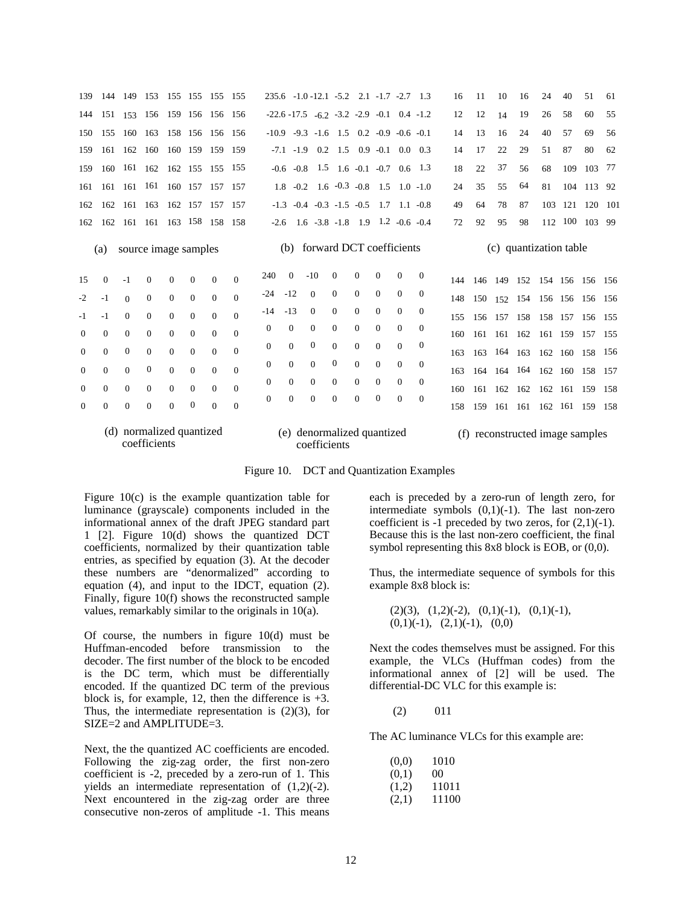**(a) source image samples**

| | | | | | | | |
|---|---|---|---|---|---|---|---|
| 139 | 144 | 149 | 153 | 155 | 155 | 155 | 155 |
| 144 | 151 | 153 | 156 | 159 | 156 | 156 | 156 |
| 150 | 155 | 160 | 163 | 158 | 156 | 156 | 156 |
| 159 | 161 | 162 | 160 | 160 | 159 | 159 | 159 |
| 159 | 160 | 161 | 162 | 162 | 155 | 155 | 155 |
| 161 | 161 | 161 | 161 | 160 | 157 | 157 | 157 |
| 162 | 162 | 161 | 163 | 162 | 157 | 157 | 157 |
| 162 | 162 | 161 | 161 | 163 | 158 | 158 | 158 |

**(b) forward DCT coefficients**

| | | | | | | | |
|---|---|---|---|---|---|---|---|
| 235.6 | -1.0 | -12.1 | -5.2 | 2.1 | -1.7 | -2.7 | 1.3 |
| -22.6 | -17.5 | -6.2 | -3.2 | -2.9 | -0.1 | 0.4 | -1.2 |
| -10.9 | -9.3 | -1.6 | 1.5 | 0.2 | -0.9 | -0.6 | -0.1 |
| -7.1 | -1.9 | 0.2 | 1.5 | 0.9 | -0.1 | 0.0 | 0.3 |
| -0.6 | -0.8 | 1.5 | 1.6 | -0.1 | -0.7 | 0.6 | 1.3 |
| 1.8 | -0.2 | 1.6 | -0.3 | -0.8 | 1.5 | 1.0 | -1.0 |
| -1.3 | -0.4 | -0.3 | -1.5 | -0.5 | 1.7 | 1.1 | -0.8 |
| -2.6 | 1.6 | -3.8 | -1.8 | 1.9 | 1.2 | -0.6 | -0.4 |

**(c) quantization table**

| | | | | | | | |
|---|---|---|---|---|---|---|---|
| 16 | 11 | 10 | 16 | 24 | 40 | 51 | 61 |
| 12 | 12 | 14 | 19 | 26 | 58 | 60 | 55 |
| 14 | 13 | 16 | 24 | 40 | 57 | 69 | 56 |
| 14 | 17 | 22 | 29 | 51 | 87 | 80 | 62 |
| 18 | 22 | 37 | 56 | 68 | 109 | 103 | 77 |
| 24 | 35 | 55 | 64 | 81 | 104 | 113 | 92 |
| 49 | 64 | 78 | 87 | 103 | 121 | 120 | 101 |
| 72 | 92 | 95 | 98 | 112 | 100 | 103 | 99 |

**(d) normalized quantized coefficients**

| | | | | | | | |
|---|---|---|---|---|---|---|---|
| 15 | 0 | -1 | 0 | 0 | 0 | 0 | 0 |
| -2 | -1 | 0 | 0 | 0 | 0 | 0 | 0 |
| -1 | -1 | 0 | 0 | 0 | 0 | 0 | 0 |
| 0 | 0 | 0 | 0 | 0 | 0 | 0 | 0 |
| 0 | 0 | 0 | 0 | 0 | 0 | 0 | 0 |
| 0 | 0 | 0 | 0 | 0 | 0 | 0 | 0 |
| 0 | 0 | 0 | 0 | 0 | 0 | 0 | 0 |
| 0 | 0 | 0 | 0 | 0 | 0 | 0 | 0 |

**(e) denormalized quantized coefficients**

| | | | | | | | |
|---|---|---|---|---|---|---|---|
| 240 | 0 | -10 | 0 | 0 | 0 | 0 | 0 |
| -24 | -12 | 0 | 0 | 0 | 0 | 0 | 0 |
| -14 | -13 | 0 | 0 | 0 | 0 | 0 | 0 |
| 0 | 0 | 0 | 0 | 0 | 0 | 0 | 0 |
| 0 | 0 | 0 | 0 | 0 | 0 | 0 | 0 |
| 0 | 0 | 0 | 0 | 0 | 0 | 0 | 0 |
| 0 | 0 | 0 | 0 | 0 | 0 | 0 | 0 |
| 0 | 0 | 0 | 0 | 0 | 0 | 0 | 0 |

**(f) reconstructed image samples**

| | | | | | | | |
|---|---|---|---|---|---|---|---|
| 144 | 146 | 149 | 152 | 154 | 156 | 156 | 156 |
| 148 | 150 | 152 | 154 | 156 | 156 | 156 | 156 |
| 155 | 156 | 157 | 158 | 158 | 157 | 156 | 155 |
| 160 | 161 | 161 | 162 | 161 | 159 | 157 | 155 |
| 163 | 163 | 164 | 163 | 162 | 160 | 158 | 156 |
| 163 | 164 | 164 | 164 | 162 | 160 | 158 | 157 |
| 160 | 161 | 162 | 162 | 162 | 161 | 159 | 158 |
| 158 | 159 | 161 | 161 | 162 | 161 | 159 | 158 |

Figure 10. DCT and Quantization Examples

Figure 10(c) is the example quantization table for luminance (grayscale) components included in the informational annex of the draft JPEG standard part 1 [2]. Figure 10(d) shows the quantized DCT coefficients, normalized by their quantization table entries, as specified by equation (3). At the decoder these numbers are "denormalized" according to equation (4), and input to the IDCT, equation (2). Finally, figure 10(f) shows the reconstructed sample values, remarkably similar to the originals in 10(a).

Of course, the numbers in figure 10(d) must be Huffman-encoded before transmission to the decoder. The first number of the block to be encoded is the DC term, which must be differentially encoded. If the quantized DC term of the previous block is, for example, 12, then the difference is +3. Thus, the intermediate representation is (2)(3), for SIZE=2 and AMPLITUDE=3.

Next, the the quantized AC coefficients are encoded. Following the zig-zag order, the first non-zero coefficient is -2, preceded by a zero-run of 1. This yields an intermediate representation of (1,2)(-2). Next encountered in the zig-zag order are three consecutive non-zeros of amplitude -1. This means each is preceded by a zero-run of length zero, for intermediate symbols (0,1)(-1). The last non-zero coefficient is -1 preceded by two zeros, for (2,1)(-1). Because this is the last non-zero coefficient, the final symbol representing this 8x8 block is EOB, or (0,0).

Thus, the intermediate sequence of symbols for this example 8x8 block is:

(2)(3), (1,2)(-2), (0,1)(-1), (0,1)(-1),
(0,1)(-1), (2,1)(-1), (0,0)

Next the codes themselves must be assigned. For this example, the VLCs (Huffman codes) from the informational annex of [2] will be used. The differential-DC VLC for this example is:

(2) 011

The AC luminance VLCs for this example are:

(0,0) 1010
(0,1) 00
(1,2) 11011
(2,1) 11100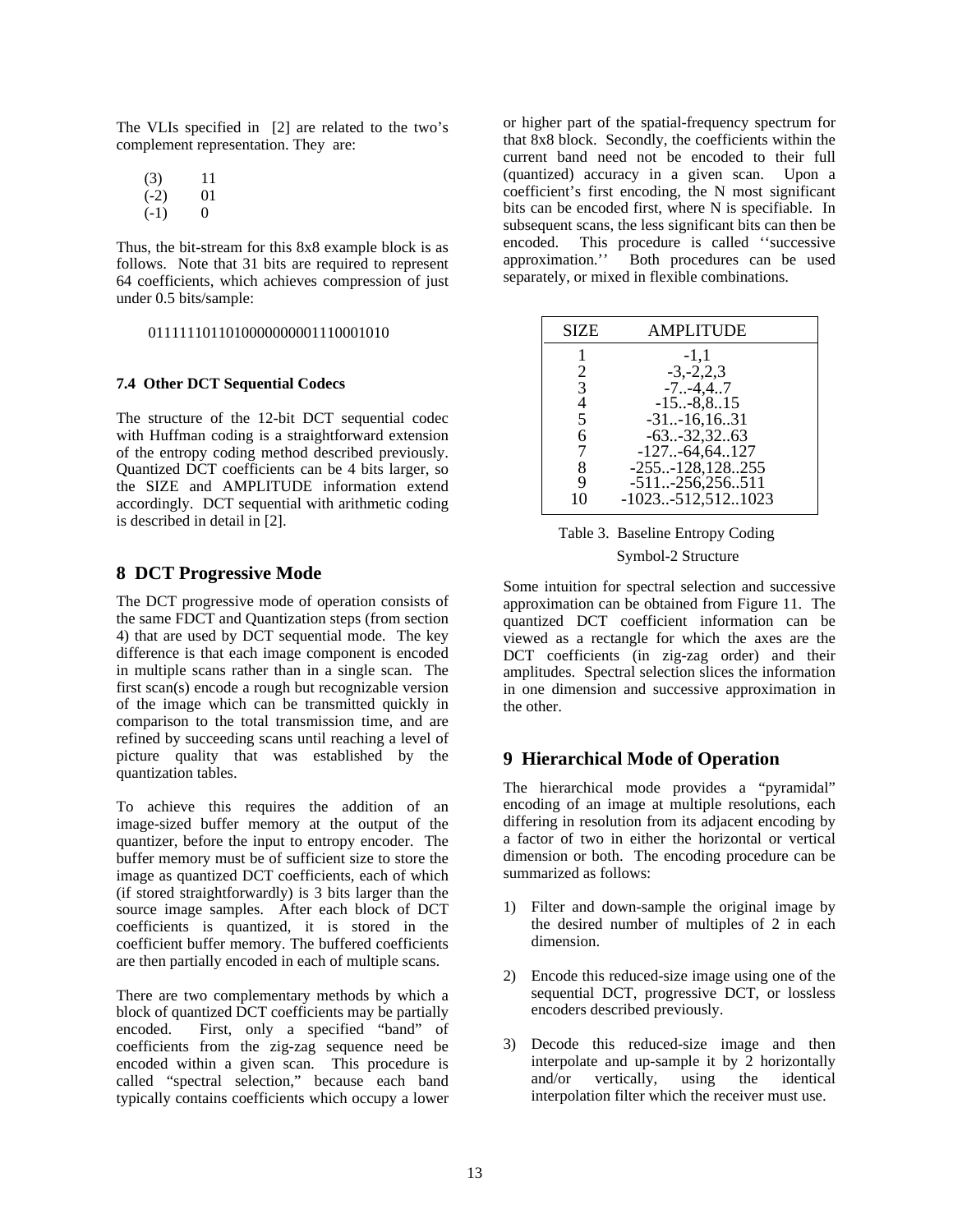The VLIs specified in [2] are related to the two's complement representation. They are:

| | |
|---|---|
| (3) | 11 |
| (-2) | 01 |
| (-1) | 0 |

Thus, the bit-stream for this 8x8 example block is as follows. Note that 31 bits are required to represent 64 coefficients, which achieves compression of just under 0.5 bits/sample:

0111111011010000000001110001010

### 7.4 Other DCT Sequential Codecs

The structure of the 12-bit DCT sequential codec with Huffman coding is a straightforward extension of the entropy coding method described previously. Quantized DCT coefficients can be 4 bits larger, so the SIZE and AMPLITUDE information extend accordingly. DCT sequential with arithmetic coding is described in detail in [2].

## 8 DCT Progressive Mode

The DCT progressive mode of operation consists of the same FDCT and Quantization steps (from section 4) that are used by DCT sequential mode. The key difference is that each image component is encoded in multiple scans rather than in a single scan. The first scan(s) encode a rough but recognizable version of the image which can be transmitted quickly in comparison to the total transmission time, and are refined by succeeding scans until reaching a level of picture quality that was established by the quantization tables.

To achieve this requires the addition of an image-sized buffer memory at the output of the quantizer, before the input to entropy encoder. The buffer memory must be of sufficient size to store the image as quantized DCT coefficients, each of which (if stored straightforwardly) is 3 bits larger than the source image samples. After each block of DCT coefficients is quantized, it is stored in the coefficient buffer memory. The buffered coefficients are then partially encoded in each of multiple scans.

There are two complementary methods by which a block of quantized DCT coefficients may be partially encoded. First, only a specified "band" of coefficients from the zig-zag sequence need be encoded within a given scan. This procedure is called "spectral selection," because each band typically contains coefficients which occupy a lower or higher part of the spatial-frequency spectrum for that 8x8 block. Secondly, the coefficients within the current band need not be encoded to their full (quantized) accuracy in a given scan. Upon a coefficient's first encoding, the N most significant bits can be encoded first, where N is specifiable. In subsequent scans, the less significant bits can then be encoded. This procedure is called ''successive approximation.'' Both procedures can be used separately, or mixed in flexible combinations.

| SIZE | AMPLITUDE |
|---|---|
| 1 | -1,1 |
| 2 | -3,-2,2,3 |
| 3 | -7..-4,4..7 |
| 4 | -15..-8,8..15 |
| 5 | -31..-16,16..31 |
| 6 | -63..-32,32..63 |
| 7 | -127..-64,64..127 |
| 8 | -255..-128,128..255 |
| 9 | -511..-256,256..511 |
| 10 | -1023..-512,512..1023 |

Table 3. Baseline Entropy Coding Symbol-2 Structure

Some intuition for spectral selection and successive approximation can be obtained from Figure 11. The quantized DCT coefficient information can be viewed as a rectangle for which the axes are the DCT coefficients (in zig-zag order) and their amplitudes. Spectral selection slices the information in one dimension and successive approximation in the other.

## 9 Hierarchical Mode of Operation

The hierarchical mode provides a "pyramidal" encoding of an image at multiple resolutions, each differing in resolution from its adjacent encoding by a factor of two in either the horizontal or vertical dimension or both. The encoding procedure can be summarized as follows:

1) Filter and down-sample the original image by the desired number of multiples of 2 in each dimension.

2) Encode this reduced-size image using one of the sequential DCT, progressive DCT, or lossless encoders described previously.

3) Decode this reduced-size image and then interpolate and up-sample it by 2 horizontally and/or vertically, using the identical interpolation filter which the receiver must use.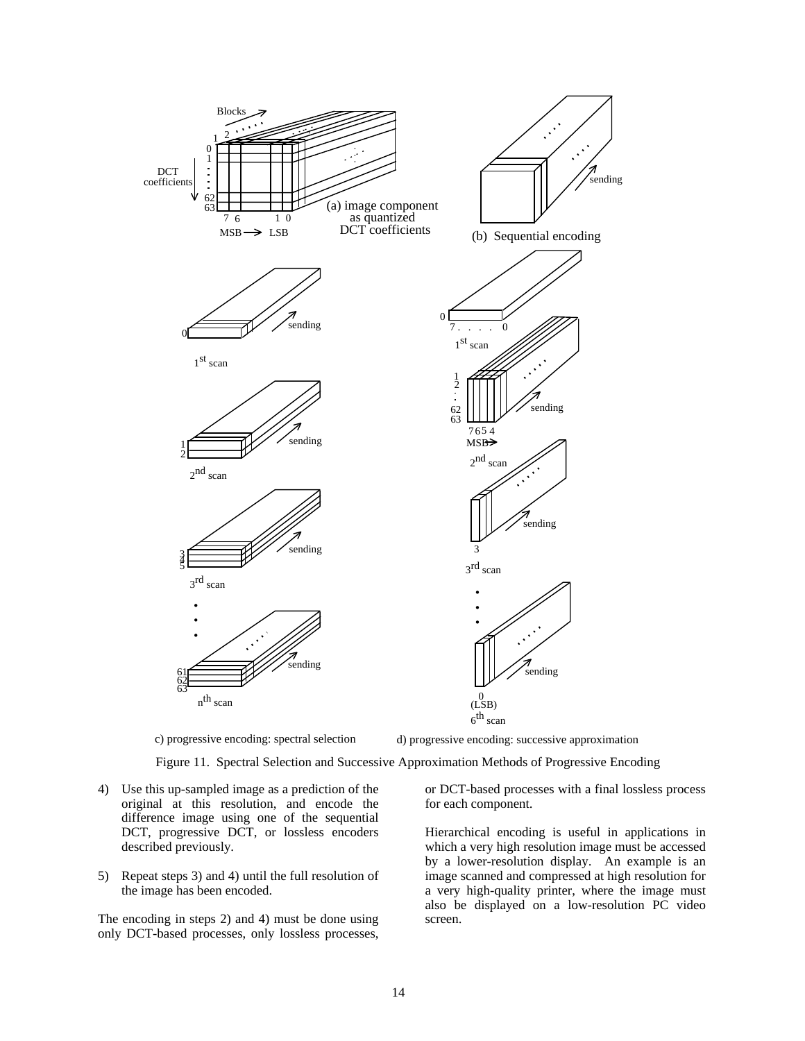Figure 11. Spectral Selection and Successive Approximation Methods of Progressive Encoding

4) Use this up-sampled image as a prediction of the original at this resolution, and encode the difference image using one of the sequential DCT, progressive DCT, or lossless encoders described previously.

5) Repeat steps 3) and 4) until the full resolution of the image has been encoded.

The encoding in steps 2) and 4) must be done using only DCT-based processes, only lossless processes, or DCT-based processes with a final lossless process for each component.

Hierarchical encoding is useful in applications in which a very high resolution image must be accessed by a lower-resolution display. An example is an image scanned and compressed at high resolution for a very high-quality printer, where the image must also be displayed on a low-resolution PC video screen.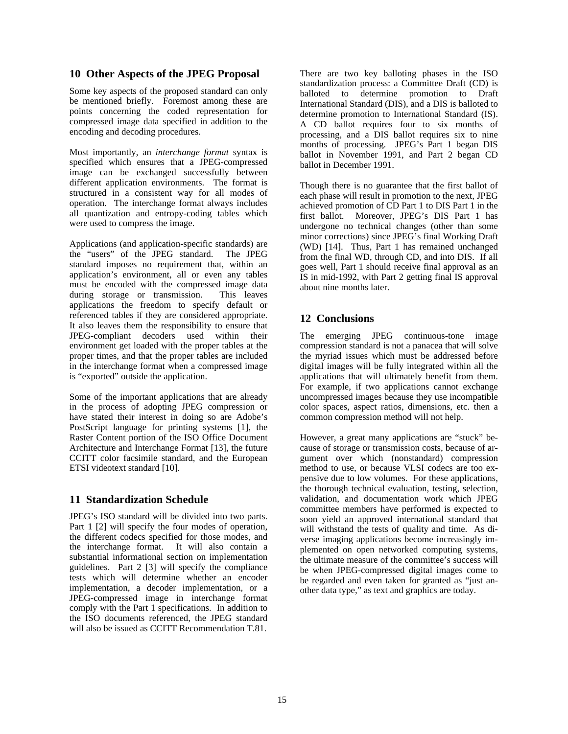## 10 Other Aspects of the JPEG Proposal

Some key aspects of the proposed standard can only be mentioned briefly. Foremost among these are points concerning the coded representation for compressed image data specified in addition to the encoding and decoding procedures.

Most importantly, an *interchange format* syntax is specified which ensures that a JPEG-compressed image can be exchanged successfully between different application environments. The format is structured in a consistent way for all modes of operation. The interchange format always includes all quantization and entropy-coding tables which were used to compress the image.

Applications (and application-specific standards) are the "users" of the JPEG standard. The JPEG standard imposes no requirement that, within an application's environment, all or even any tables must be encoded with the compressed image data during storage or transmission. This leaves applications the freedom to specify default or referenced tables if they are considered appropriate. It also leaves them the responsibility to ensure that JPEG-compliant decoders used within their environment get loaded with the proper tables at the proper times, and that the proper tables are included in the interchange format when a compressed image is "exported" outside the application.

Some of the important applications that are already in the process of adopting JPEG compression or have stated their interest in doing so are Adobe's PostScript language for printing systems [1], the Raster Content portion of the ISO Office Document Architecture and Interchange Format [13], the future CCITT color facsimile standard, and the European ETSI videotext standard [10].

## 11 Standardization Schedule

JPEG's ISO standard will be divided into two parts. Part 1 [2] will specify the four modes of operation, the different codecs specified for those modes, and the interchange format. It will also contain a substantial informational section on implementation guidelines. Part 2 [3] will specify the compliance tests which will determine whether an encoder implementation, a decoder implementation, or a JPEG-compressed image in interchange format comply with the Part 1 specifications. In addition to the ISO documents referenced, the JPEG standard will also be issued as CCITT Recommendation T.81.

There are two key balloting phases in the ISO standardization process: a Committee Draft (CD) is balloted to determine promotion to Draft International Standard (DIS), and a DIS is balloted to determine promotion to International Standard (IS). A CD ballot requires four to six months of processing, and a DIS ballot requires six to nine months of processing. JPEG's Part 1 began DIS ballot in November 1991, and Part 2 began CD ballot in December 1991.

Though there is no guarantee that the first ballot of each phase will result in promotion to the next, JPEG achieved promotion of CD Part 1 to DIS Part 1 in the first ballot. Moreover, JPEG's DIS Part 1 has undergone no technical changes (other than some minor corrections) since JPEG's final Working Draft (WD) [14]. Thus, Part 1 has remained unchanged from the final WD, through CD, and into DIS. If all goes well, Part 1 should receive final approval as an IS in mid-1992, with Part 2 getting final IS approval about nine months later.

## 12 Conclusions

The emerging JPEG continuous-tone image compression standard is not a panacea that will solve the myriad issues which must be addressed before digital images will be fully integrated within all the applications that will ultimately benefit from them. For example, if two applications cannot exchange uncompressed images because they use incompatible color spaces, aspect ratios, dimensions, etc. then a common compression method will not help.

However, a great many applications are "stuck" because of storage or transmission costs, because of argument over which (nonstandard) compression method to use, or because VLSI codecs are too expensive due to low volumes. For these applications, the thorough technical evaluation, testing, selection, validation, and documentation work which JPEG committee members have performed is expected to soon yield an approved international standard that will withstand the tests of quality and time. As diverse imaging applications become increasingly implemented on open networked computing systems, the ultimate measure of the committee's success will be when JPEG-compressed digital images come to be regarded and even taken for granted as "just another data type," as text and graphics are today.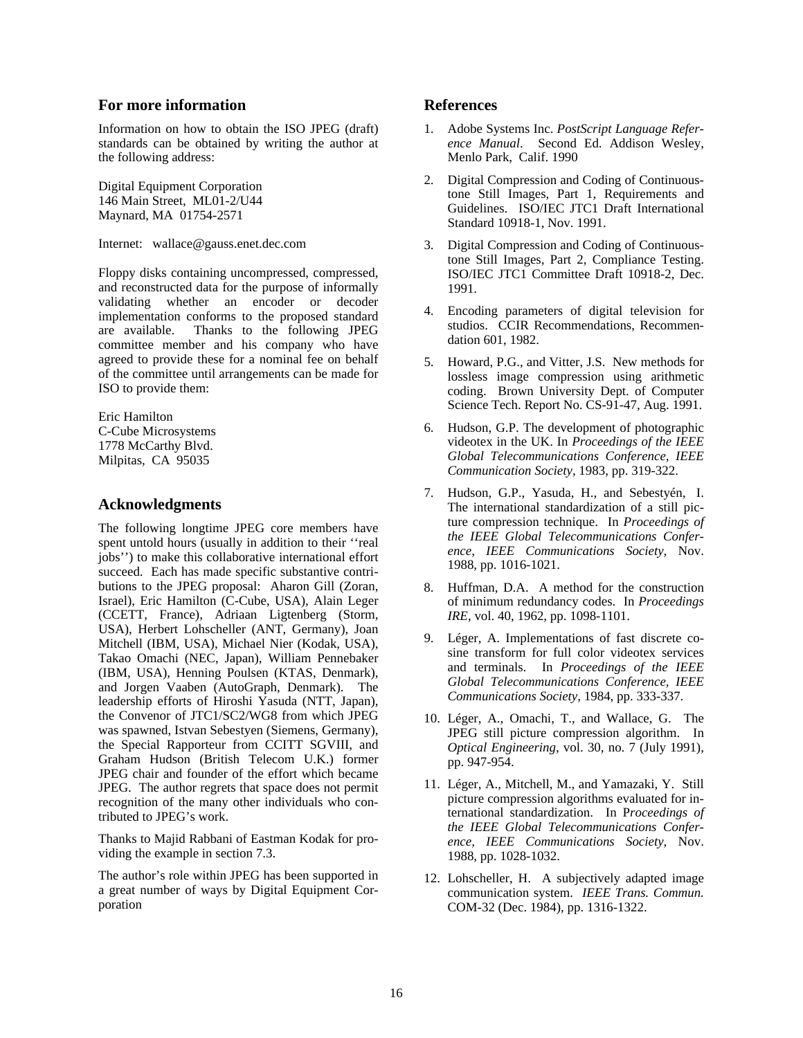## For more information

Information on how to obtain the ISO JPEG (draft) standards can be obtained by writing the author at the following address:

Digital Equipment Corporation
146 Main Street, ML01-2/U44
Maynard, MA 01754-2571

Internet: wallace@gauss.enet.dec.com

Floppy disks containing uncompressed, compressed, and reconstructed data for the purpose of informally validating whether an encoder or decoder implementation conforms to the proposed standard are available. Thanks to the following JPEG committee member and his company who have agreed to provide these for a nominal fee on behalf of the committee until arrangements can be made for ISO to provide them:

Eric Hamilton
C-Cube Microsystems
1778 McCarthy Blvd.
Milpitas, CA 95035

## Acknowledgments

The following longtime JPEG core members have spent untold hours (usually in addition to their ''real jobs'') to make this collaborative international effort succeed. Each has made specific substantive contributions to the JPEG proposal: Aharon Gill (Zoran, Israel), Eric Hamilton (C-Cube, USA), Alain Leger (CCETT, France), Adriaan Ligtenberg (Storm, USA), Herbert Lohscheller (ANT, Germany), Joan Mitchell (IBM, USA), Michael Nier (Kodak, USA), Takao Omachi (NEC, Japan), William Pennebaker (IBM, USA), Henning Poulsen (KTAS, Denmark), and Jorgen Vaaben (AutoGraph, Denmark). The leadership efforts of Hiroshi Yasuda (NTT, Japan), the Convenor of JTC1/SC2/WG8 from which JPEG was spawned, Istvan Sebestyen (Siemens, Germany), the Special Rapporteur from CCITT SGVIII, and Graham Hudson (British Telecom U.K.) former JPEG chair and founder of the effort which became JPEG. The author regrets that space does not permit recognition of the many other individuals who contributed to JPEG's work.

Thanks to Majid Rabbani of Eastman Kodak for providing the example in section 7.3.

The author's role within JPEG has been supported in a great number of ways by Digital Equipment Corporation

## References

1. Adobe Systems Inc. *PostScript Language Reference Manual*. Second Ed. Addison Wesley, Menlo Park, Calif. 1990
2. Digital Compression and Coding of Continuous-tone Still Images, Part 1, Requirements and Guidelines. ISO/IEC JTC1 Draft International Standard 10918-1, Nov. 1991.
3. Digital Compression and Coding of Continuous-tone Still Images, Part 2, Compliance Testing. ISO/IEC JTC1 Committee Draft 10918-2, Dec. 1991.
4. Encoding parameters of digital television for studios. CCIR Recommendations, Recommendation 601, 1982.
5. Howard, P.G., and Vitter, J.S. New methods for lossless image compression using arithmetic coding. Brown University Dept. of Computer Science Tech. Report No. CS-91-47, Aug. 1991.
6. Hudson, G.P. The development of photographic videotex in the UK. In *Proceedings of the IEEE Global Telecommunications Conference, IEEE Communication Society*, 1983, pp. 319-322.
7. Hudson, G.P., Yasuda, H., and Sebestyén, I. The international standardization of a still picture compression technique. In *Proceedings of the IEEE Global Telecommunications Conference, IEEE Communications Society*, Nov. 1988, pp. 1016-1021.
8. Huffman, D.A. A method for the construction of minimum redundancy codes. In *Proceedings IRE*, vol. 40, 1962, pp. 1098-1101.
9. Léger, A. Implementations of fast discrete cosine transform for full color videotex services and terminals. In *Proceedings of the IEEE Global Telecommunications Conference, IEEE Communications Society*, 1984, pp. 333-337.
10. Léger, A., Omachi, T., and Wallace, G. The JPEG still picture compression algorithm. In *Optical Engineering*, vol. 30, no. 7 (July 1991), pp. 947-954.
11. Léger, A., Mitchell, M., and Yamazaki, Y. Still picture compression algorithms evaluated for international standardization. In *Proceedings of the IEEE Global Telecommunications Conference, IEEE Communications Society*, Nov. 1988, pp. 1028-1032.
12. Lohscheller, H. A subjectively adapted image communication system. *IEEE Trans. Commun.* COM-32 (Dec. 1984), pp. 1316-1322.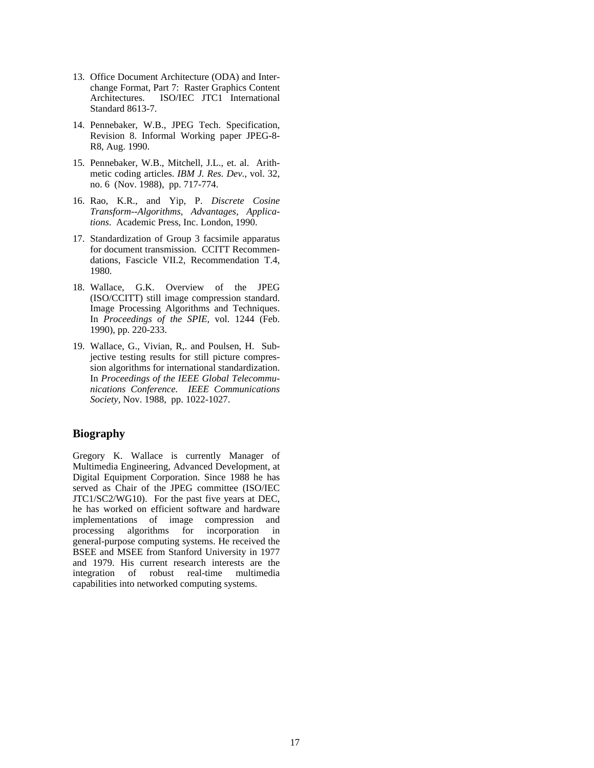13. Office Document Architecture (ODA) and Interchange Format, Part 7: Raster Graphics Content Architectures. ISO/IEC JTC1 International Standard 8613-7.

14. Pennebaker, W.B., JPEG Tech. Specification, Revision 8. Informal Working paper JPEG-8-R8, Aug. 1990.

15. Pennebaker, W.B., Mitchell, J.L., et. al. Arithmetic coding articles. *IBM J. Res. Dev.*, vol. 32, no. 6 (Nov. 1988), pp. 717-774.

16. Rao, K.R., and Yip, P. *Discrete Cosine Transform--Algorithms, Advantages, Applications*. Academic Press, Inc. London, 1990.

17. Standardization of Group 3 facsimile apparatus for document transmission. CCITT Recommendations, Fascicle VII.2, Recommendation T.4, 1980.

18. Wallace, G.K. Overview of the JPEG (ISO/CCITT) still image compression standard. Image Processing Algorithms and Techniques. In *Proceedings of the SPIE*, vol. 1244 (Feb. 1990), pp. 220-233.

19. Wallace, G., Vivian, R,. and Poulsen, H. Subjective testing results for still picture compression algorithms for international standardization. In *Proceedings of the IEEE Global Telecommunications Conference. IEEE Communications Society*, Nov. 1988, pp. 1022-1027.

## Biography

Gregory K. Wallace is currently Manager of Multimedia Engineering, Advanced Development, at Digital Equipment Corporation. Since 1988 he has served as Chair of the JPEG committee (ISO/IEC JTC1/SC2/WG10). For the past five years at DEC, he has worked on efficient software and hardware implementations of image compression and processing algorithms for incorporation in general-purpose computing systems. He received the BSEE and MSEE from Stanford University in 1977 and 1979. His current research interests are the integration of robust real-time multimedia capabilities into networked computing systems.